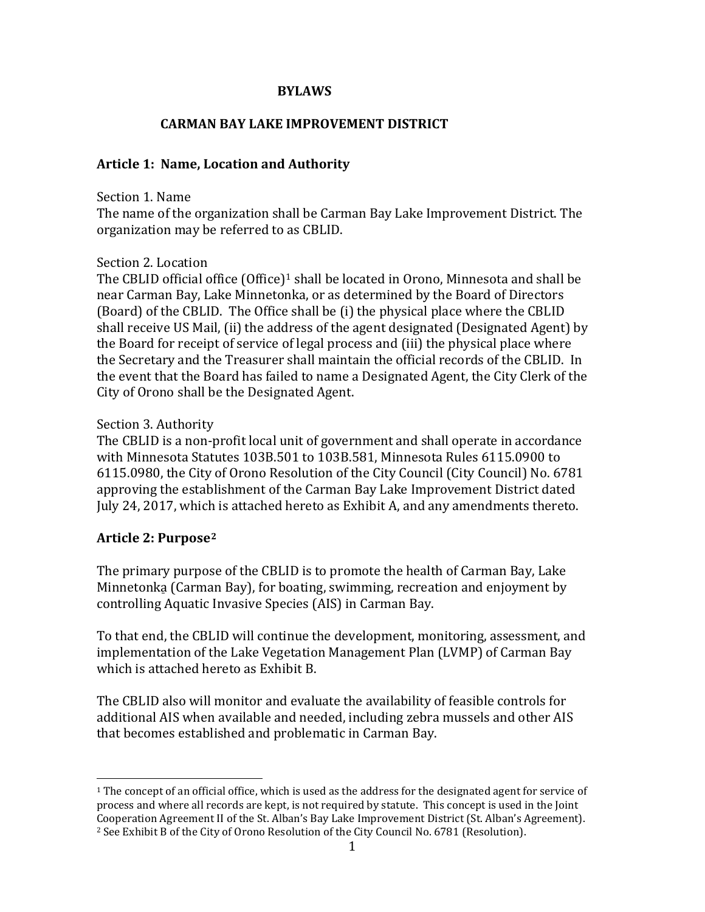# BYLAWS

# CARMAN BAY LAKE IMPROVEMENT DISTRICT

## Article 1: Name, Location and Authority

Section 1. Name
The name of the organization shall be Carman Bay Lake Improvement District. The organization may be referred to as CBLID.

Section 2. Location
The CBLID official office (Office)[1] shall be located in Orono, Minnesota and shall be near Carman Bay, Lake Minnetonka, or as determined by the Board of Directors (Board) of the CBLID. The Office shall be (i) the physical place where the CBLID shall receive US Mail, (ii) the address of the agent designated (Designated Agent) by the Board for receipt of service of legal process and (iii) the physical place where the Secretary and the Treasurer shall maintain the official records of the CBLID. In the event that the Board has failed to name a Designated Agent, the City Clerk of the City of Orono shall be the Designated Agent.

Section 3. Authority
The CBLID is a non-profit local unit of government and shall operate in accordance with Minnesota Statutes 103B.501 to 103B.581, Minnesota Rules 6115.0900 to 6115.0980, the City of Orono Resolution of the City Council (City Council) No. 6781 approving the establishment of the Carman Bay Lake Improvement District dated July 24, 2017, which is attached hereto as Exhibit A, and any amendments thereto.

## Article 2: Purpose[2]

The primary purpose of the CBLID is to promote the health of Carman Bay, Lake Minnetonka (Carman Bay), for boating, swimming, recreation and enjoyment by controlling Aquatic Invasive Species (AIS) in Carman Bay.

To that end, the CBLID will continue the development, monitoring, assessment, and implementation of the Lake Vegetation Management Plan (LVMP) of Carman Bay which is attached hereto as Exhibit B.

The CBLID also will monitor and evaluate the availability of feasible controls for additional AIS when available and needed, including zebra mussels and other AIS that becomes established and problematic in Carman Bay.

---

[1] The concept of an official office, which is used as the address for the designated agent for service of process and where all records are kept, is not required by statute. This concept is used in the Joint Cooperation Agreement II of the St. Alban's Bay Lake Improvement District (St. Alban's Agreement).

[2] See Exhibit B of the City of Orono Resolution of the City Council No. 6781 (Resolution).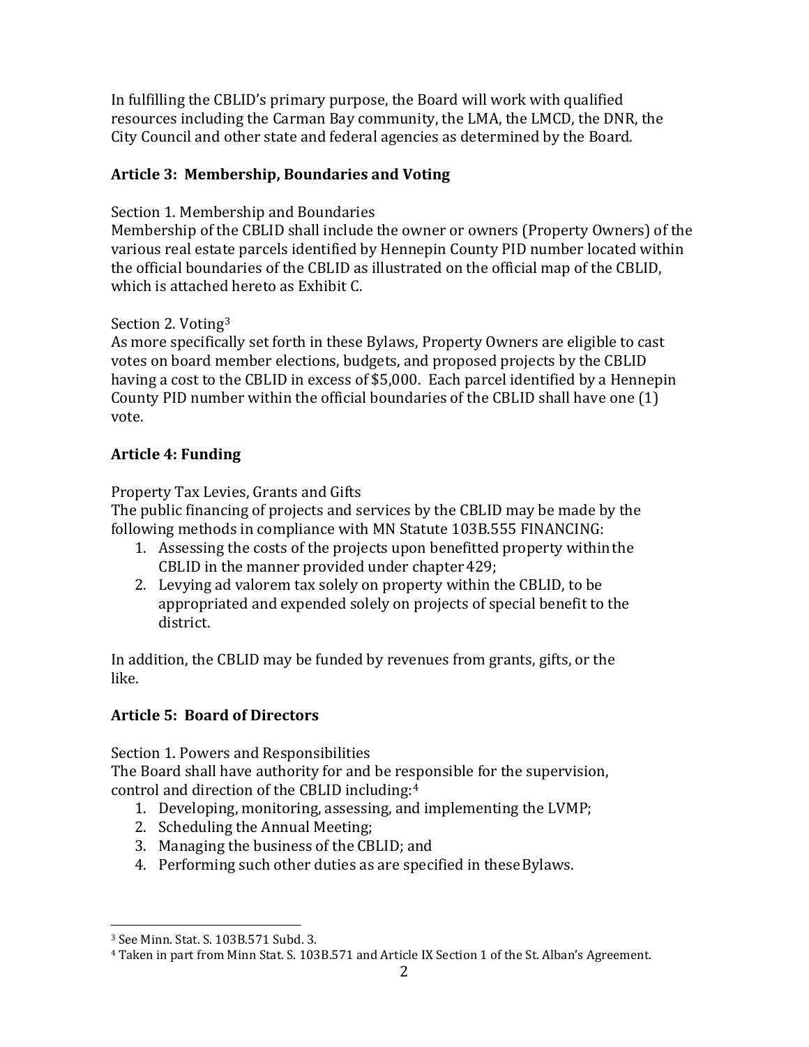In fulfilling the CBLID's primary purpose, the Board will work with qualified resources including the Carman Bay community, the LMA, the LMCD, the DNR, the City Council and other state and federal agencies as determined by the Board.

## Article 3: Membership, Boundaries and Voting

Section 1. Membership and Boundaries
Membership of the CBLID shall include the owner or owners (Property Owners) of the various real estate parcels identified by Hennepin County PID number located within the official boundaries of the CBLID as illustrated on the official map of the CBLID, which is attached hereto as Exhibit C.

Section 2. Voting[3]
As more specifically set forth in these Bylaws, Property Owners are eligible to cast votes on board member elections, budgets, and proposed projects by the CBLID having a cost to the CBLID in excess of $5,000. Each parcel identified by a Hennepin County PID number within the official boundaries of the CBLID shall have one (1) vote.

## Article 4: Funding

Property Tax Levies, Grants and Gifts
The public financing of projects and services by the CBLID may be made by the following methods in compliance with MN Statute 103B.555 FINANCING:

1. Assessing the costs of the projects upon benefitted property within the CBLID in the manner provided under chapter 429;
2. Levying ad valorem tax solely on property within the CBLID, to be appropriated and expended solely on projects of special benefit to the district.

In addition, the CBLID may be funded by revenues from grants, gifts, or the like.

## Article 5: Board of Directors

Section 1. Powers and Responsibilities
The Board shall have authority for and be responsible for the supervision, control and direction of the CBLID including:[4]

1. Developing, monitoring, assessing, and implementing the LVMP;
2. Scheduling the Annual Meeting;
3. Managing the business of the CBLID; and
4. Performing such other duties as are specified in these Bylaws.

---

[3] See Minn. Stat. S. 103B.571 Subd. 3.

[4] Taken in part from Minn Stat. S. 103B.571 and Article IX Section 1 of the St. Alban's Agreement.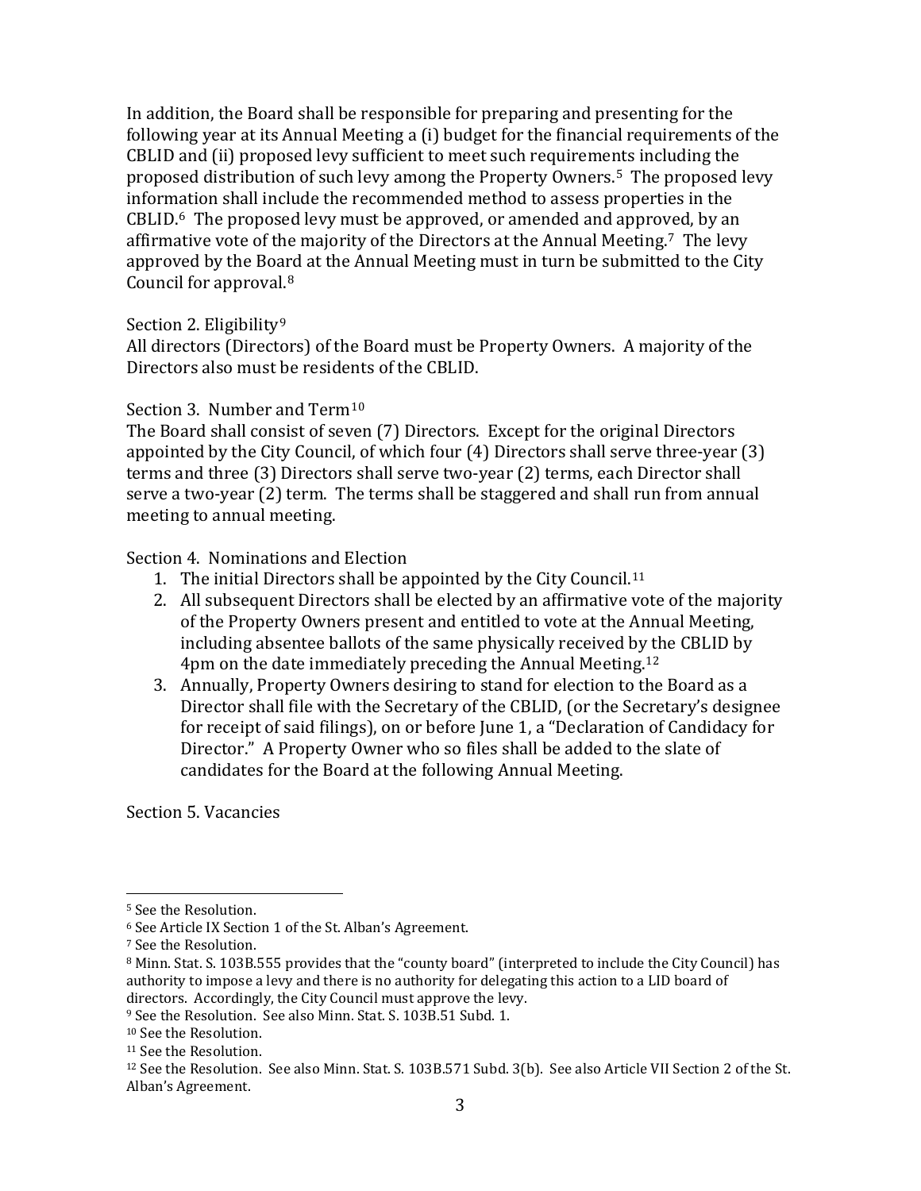In addition, the Board shall be responsible for preparing and presenting for the following year at its Annual Meeting a (i) budget for the financial requirements of the CBLID and (ii) proposed levy sufficient to meet such requirements including the proposed distribution of such levy among the Property Owners.[5] The proposed levy information shall include the recommended method to assess properties in the CBLID.[6] The proposed levy must be approved, or amended and approved, by an affirmative vote of the majority of the Directors at the Annual Meeting.[7] The levy approved by the Board at the Annual Meeting must in turn be submitted to the City Council for approval.[8]

Section 2. Eligibility[9]
All directors (Directors) of the Board must be Property Owners. A majority of the Directors also must be residents of the CBLID.

Section 3. Number and Term[10]
The Board shall consist of seven (7) Directors. Except for the original Directors appointed by the City Council, of which four (4) Directors shall serve three-year (3) terms and three (3) Directors shall serve two-year (2) terms, each Director shall serve a two-year (2) term. The terms shall be staggered and shall run from annual meeting to annual meeting.

Section 4. Nominations and Election

1. The initial Directors shall be appointed by the City Council.[11]
2. All subsequent Directors shall be elected by an affirmative vote of the majority of the Property Owners present and entitled to vote at the Annual Meeting, including absentee ballots of the same physically received by the CBLID by 4pm on the date immediately preceding the Annual Meeting.[12]
3. Annually, Property Owners desiring to stand for election to the Board as a Director shall file with the Secretary of the CBLID, (or the Secretary's designee for receipt of said filings), on or before June 1, a "Declaration of Candidacy for Director." A Property Owner who so files shall be added to the slate of candidates for the Board at the following Annual Meeting.

Section 5. Vacancies

---

[5] See the Resolution.
[6] See Article IX Section 1 of the St. Alban's Agreement.
[7] See the Resolution.
[8] Minn. Stat. S. 103B.555 provides that the "county board" (interpreted to include the City Council) has authority to impose a levy and there is no authority for delegating this action to a LID board of directors. Accordingly, the City Council must approve the levy.
[9] See the Resolution. See also Minn. Stat. S. 103B.51 Subd. 1.
[10] See the Resolution.
[11] See the Resolution.
[12] See the Resolution. See also Minn. Stat. S. 103B.571 Subd. 3(b). See also Article VII Section 2 of the St. Alban's Agreement.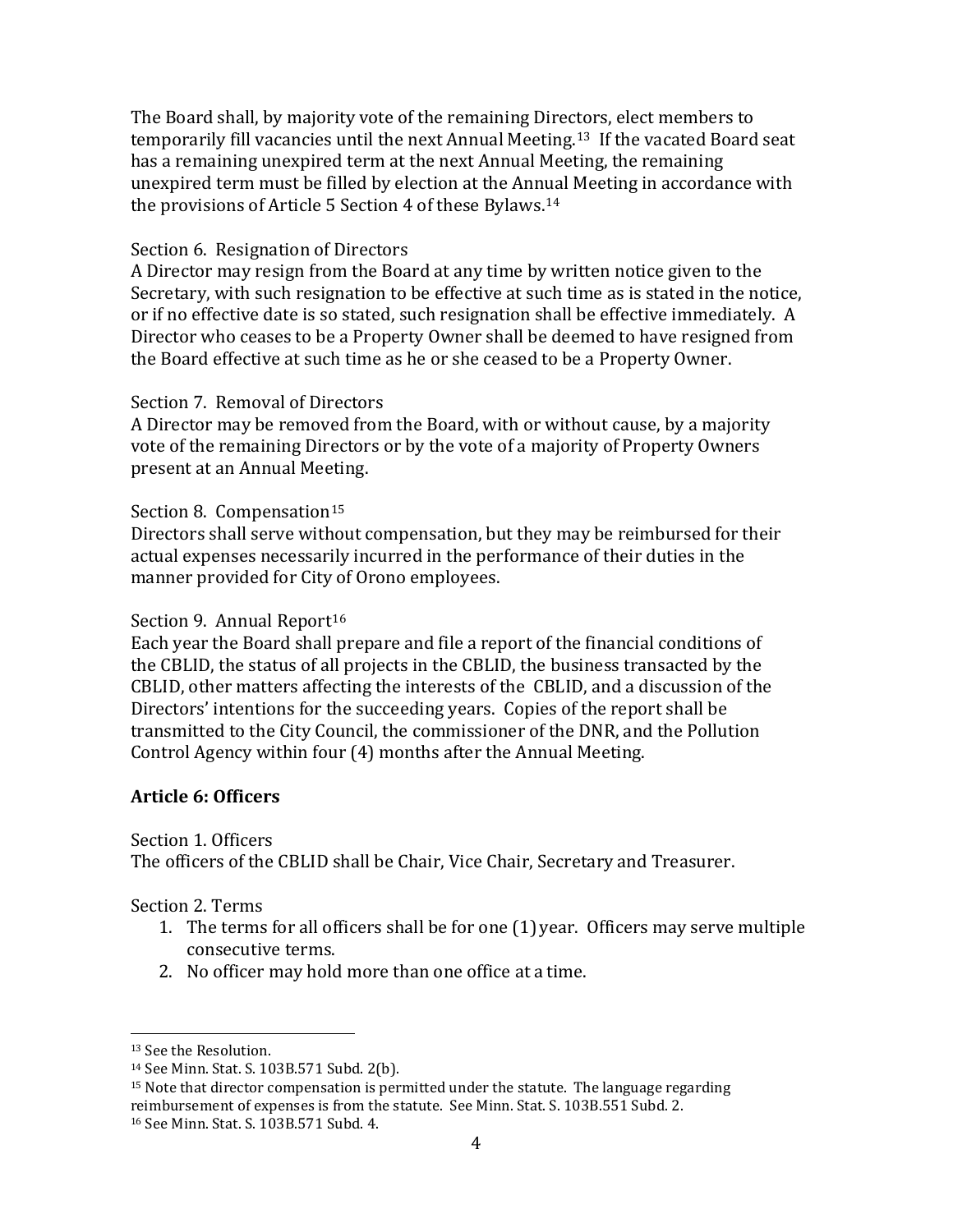The Board shall, by majority vote of the remaining Directors, elect members to temporarily fill vacancies until the next Annual Meeting.[13] If the vacated Board seat has a remaining unexpired term at the next Annual Meeting, the remaining unexpired term must be filled by election at the Annual Meeting in accordance with the provisions of Article 5 Section 4 of these Bylaws.[14]

Section 6. Resignation of Directors
A Director may resign from the Board at any time by written notice given to the Secretary, with such resignation to be effective at such time as is stated in the notice, or if no effective date is so stated, such resignation shall be effective immediately. A Director who ceases to be a Property Owner shall be deemed to have resigned from the Board effective at such time as he or she ceased to be a Property Owner.

Section 7. Removal of Directors
A Director may be removed from the Board, with or without cause, by a majority vote of the remaining Directors or by the vote of a majority of Property Owners present at an Annual Meeting.

Section 8. Compensation[15]
Directors shall serve without compensation, but they may be reimbursed for their actual expenses necessarily incurred in the performance of their duties in the manner provided for City of Orono employees.

Section 9. Annual Report[16]
Each year the Board shall prepare and file a report of the financial conditions of the CBLID, the status of all projects in the CBLID, the business transacted by the CBLID, other matters affecting the interests of the CBLID, and a discussion of the Directors' intentions for the succeeding years. Copies of the report shall be transmitted to the City Council, the commissioner of the DNR, and the Pollution Control Agency within four (4) months after the Annual Meeting.

**Article 6: Officers**

Section 1. Officers
The officers of the CBLID shall be Chair, Vice Chair, Secretary and Treasurer.

Section 2. Terms

1. The terms for all officers shall be for one (1) year. Officers may serve multiple consecutive terms.
2. No officer may hold more than one office at a time.

---

[13] See the Resolution.
[14] See Minn. Stat. S. 103B.571 Subd. 2(b).
[15] Note that director compensation is permitted under the statute. The language regarding reimbursement of expenses is from the statute. See Minn. Stat. S. 103B.551 Subd. 2.
[16] See Minn. Stat. S. 103B.571 Subd. 4.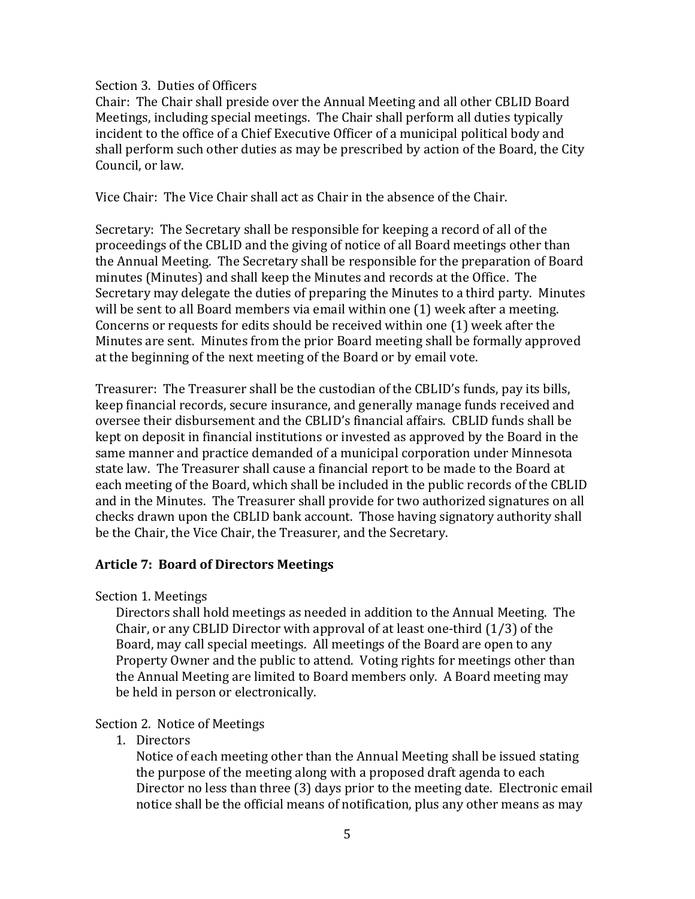Section 3. Duties of Officers

Chair: The Chair shall preside over the Annual Meeting and all other CBLID Board Meetings, including special meetings. The Chair shall perform all duties typically incident to the office of a Chief Executive Officer of a municipal political body and shall perform such other duties as may be prescribed by action of the Board, the City Council, or law.

Vice Chair: The Vice Chair shall act as Chair in the absence of the Chair.

Secretary: The Secretary shall be responsible for keeping a record of all of the proceedings of the CBLID and the giving of notice of all Board meetings other than the Annual Meeting. The Secretary shall be responsible for the preparation of Board minutes (Minutes) and shall keep the Minutes and records at the Office. The Secretary may delegate the duties of preparing the Minutes to a third party. Minutes will be sent to all Board members via email within one (1) week after a meeting. Concerns or requests for edits should be received within one (1) week after the Minutes are sent. Minutes from the prior Board meeting shall be formally approved at the beginning of the next meeting of the Board or by email vote.

Treasurer: The Treasurer shall be the custodian of the CBLID's funds, pay its bills, keep financial records, secure insurance, and generally manage funds received and oversee their disbursement and the CBLID's financial affairs. CBLID funds shall be kept on deposit in financial institutions or invested as approved by the Board in the same manner and practice demanded of a municipal corporation under Minnesota state law. The Treasurer shall cause a financial report to be made to the Board at each meeting of the Board, which shall be included in the public records of the CBLID and in the Minutes. The Treasurer shall provide for two authorized signatures on all checks drawn upon the CBLID bank account. Those having signatory authority shall be the Chair, the Vice Chair, the Treasurer, and the Secretary.

## Article 7: Board of Directors Meetings

Section 1. Meetings

Directors shall hold meetings as needed in addition to the Annual Meeting. The Chair, or any CBLID Director with approval of at least one-third (1/3) of the Board, may call special meetings. All meetings of the Board are open to any Property Owner and the public to attend. Voting rights for meetings other than the Annual Meeting are limited to Board members only. A Board meeting may be held in person or electronically.

Section 2. Notice of Meetings

1. Directors

   Notice of each meeting other than the Annual Meeting shall be issued stating the purpose of the meeting along with a proposed draft agenda to each Director no less than three (3) days prior to the meeting date. Electronic email notice shall be the official means of notification, plus any other means as may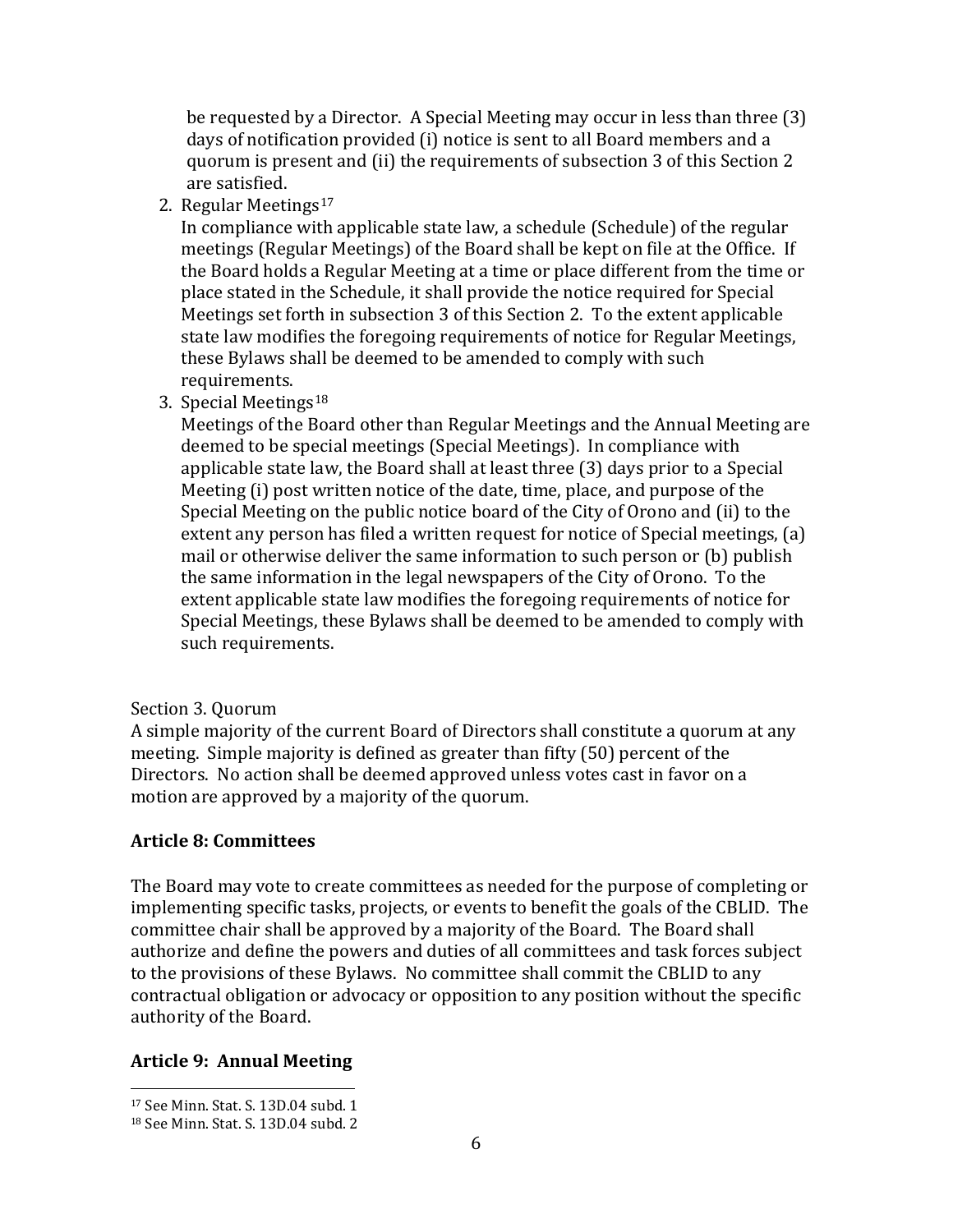be requested by a Director. A Special Meeting may occur in less than three (3) days of notification provided (i) notice is sent to all Board members and a quorum is present and (ii) the requirements of subsection 3 of this Section 2 are satisfied.

2. Regular Meetings[17]
   In compliance with applicable state law, a schedule (Schedule) of the regular meetings (Regular Meetings) of the Board shall be kept on file at the Office. If the Board holds a Regular Meeting at a time or place different from the time or place stated in the Schedule, it shall provide the notice required for Special Meetings set forth in subsection 3 of this Section 2. To the extent applicable state law modifies the foregoing requirements of notice for Regular Meetings, these Bylaws shall be deemed to be amended to comply with such requirements.
3. Special Meetings[18]
   Meetings of the Board other than Regular Meetings and the Annual Meeting are deemed to be special meetings (Special Meetings). In compliance with applicable state law, the Board shall at least three (3) days prior to a Special Meeting (i) post written notice of the date, time, place, and purpose of the Special Meeting on the public notice board of the City of Orono and (ii) to the extent any person has filed a written request for notice of Special meetings, (a) mail or otherwise deliver the same information to such person or (b) publish the same information in the legal newspapers of the City of Orono. To the extent applicable state law modifies the foregoing requirements of notice for Special Meetings, these Bylaws shall be deemed to be amended to comply with such requirements.

Section 3. Quorum
A simple majority of the current Board of Directors shall constitute a quorum at any meeting. Simple majority is defined as greater than fifty (50) percent of the Directors. No action shall be deemed approved unless votes cast in favor on a motion are approved by a majority of the quorum.

## Article 8: Committees

The Board may vote to create committees as needed for the purpose of completing or implementing specific tasks, projects, or events to benefit the goals of the CBLID. The committee chair shall be approved by a majority of the Board. The Board shall authorize and define the powers and duties of all committees and task forces subject to the provisions of these Bylaws. No committee shall commit the CBLID to any contractual obligation or advocacy or opposition to any position without the specific authority of the Board.

## Article 9: Annual Meeting

---

[17] See Minn. Stat. S. 13D.04 subd. 1
[18] See Minn. Stat. S. 13D.04 subd. 2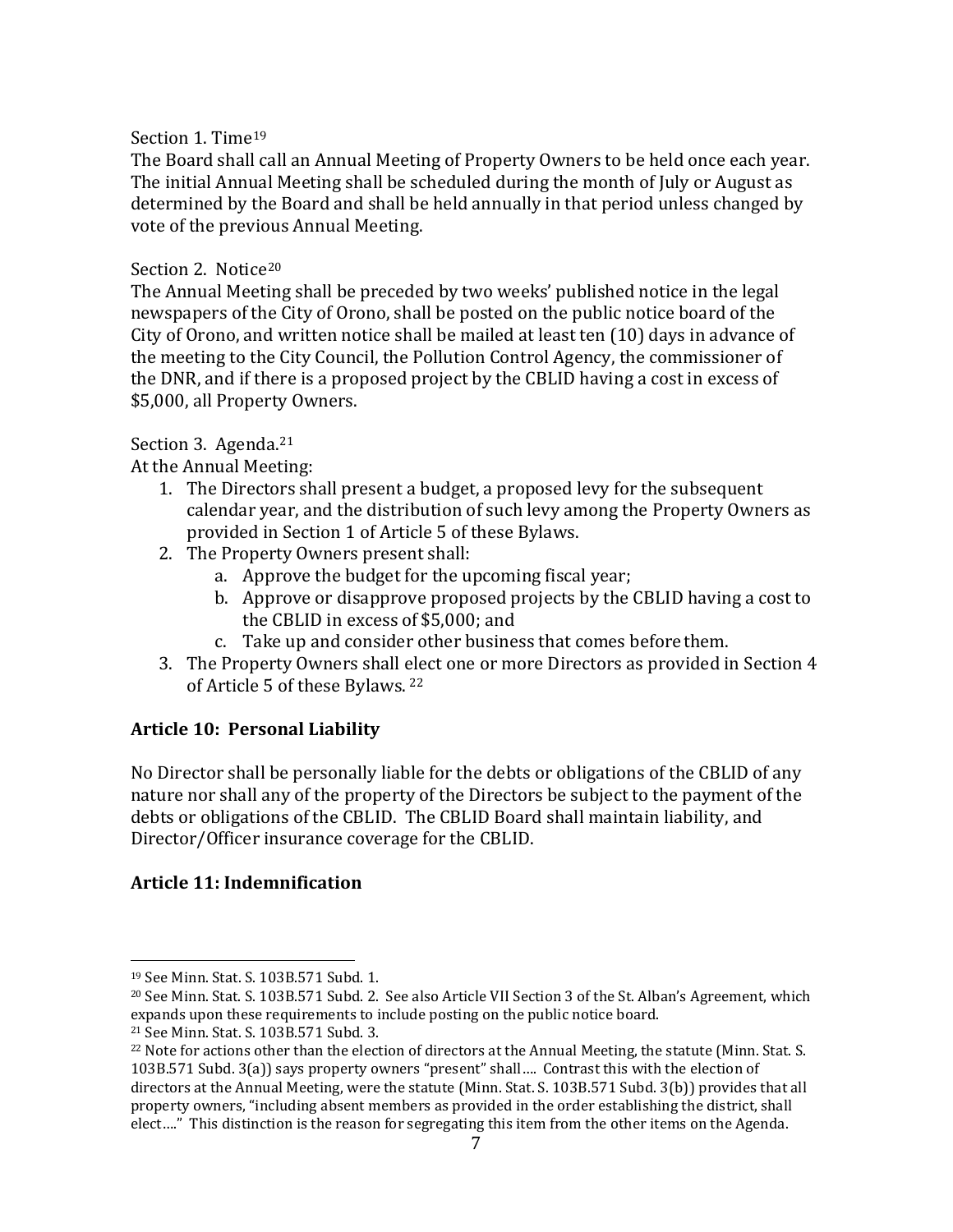Section 1. Time[19]

The Board shall call an Annual Meeting of Property Owners to be held once each year. The initial Annual Meeting shall be scheduled during the month of July or August as determined by the Board and shall be held annually in that period unless changed by vote of the previous Annual Meeting.

Section 2. Notice[20]

The Annual Meeting shall be preceded by two weeks' published notice in the legal newspapers of the City of Orono, shall be posted on the public notice board of the City of Orono, and written notice shall be mailed at least ten (10) days in advance of the meeting to the City Council, the Pollution Control Agency, the commissioner of the DNR, and if there is a proposed project by the CBLID having a cost in excess of $5,000, all Property Owners.

Section 3. Agenda.[21]

At the Annual Meeting:

1. The Directors shall present a budget, a proposed levy for the subsequent calendar year, and the distribution of such levy among the Property Owners as provided in Section 1 of Article 5 of these Bylaws.
2. The Property Owners present shall:
   a. Approve the budget for the upcoming fiscal year;
   b. Approve or disapprove proposed projects by the CBLID having a cost to the CBLID in excess of $5,000; and
   c. Take up and consider other business that comes before them.
3. The Property Owners shall elect one or more Directors as provided in Section 4 of Article 5 of these Bylaws. [22]

**Article 10: Personal Liability**

No Director shall be personally liable for the debts or obligations of the CBLID of any nature nor shall any of the property of the Directors be subject to the payment of the debts or obligations of the CBLID. The CBLID Board shall maintain liability, and Director/Officer insurance coverage for the CBLID.

**Article 11: Indemnification**

---

[19] See Minn. Stat. S. 103B.571 Subd. 1.

[20] See Minn. Stat. S. 103B.571 Subd. 2. See also Article VII Section 3 of the St. Alban's Agreement, which expands upon these requirements to include posting on the public notice board.

[21] See Minn. Stat. S. 103B.571 Subd. 3.

[22] Note for actions other than the election of directors at the Annual Meeting, the statute (Minn. Stat. S. 103B.571 Subd. 3(a)) says property owners "present" shall…. Contrast this with the election of directors at the Annual Meeting, were the statute (Minn. Stat. S. 103B.571 Subd. 3(b)) provides that all property owners, "including absent members as provided in the order establishing the district, shall elect…." This distinction is the reason for segregating this item from the other items on the Agenda.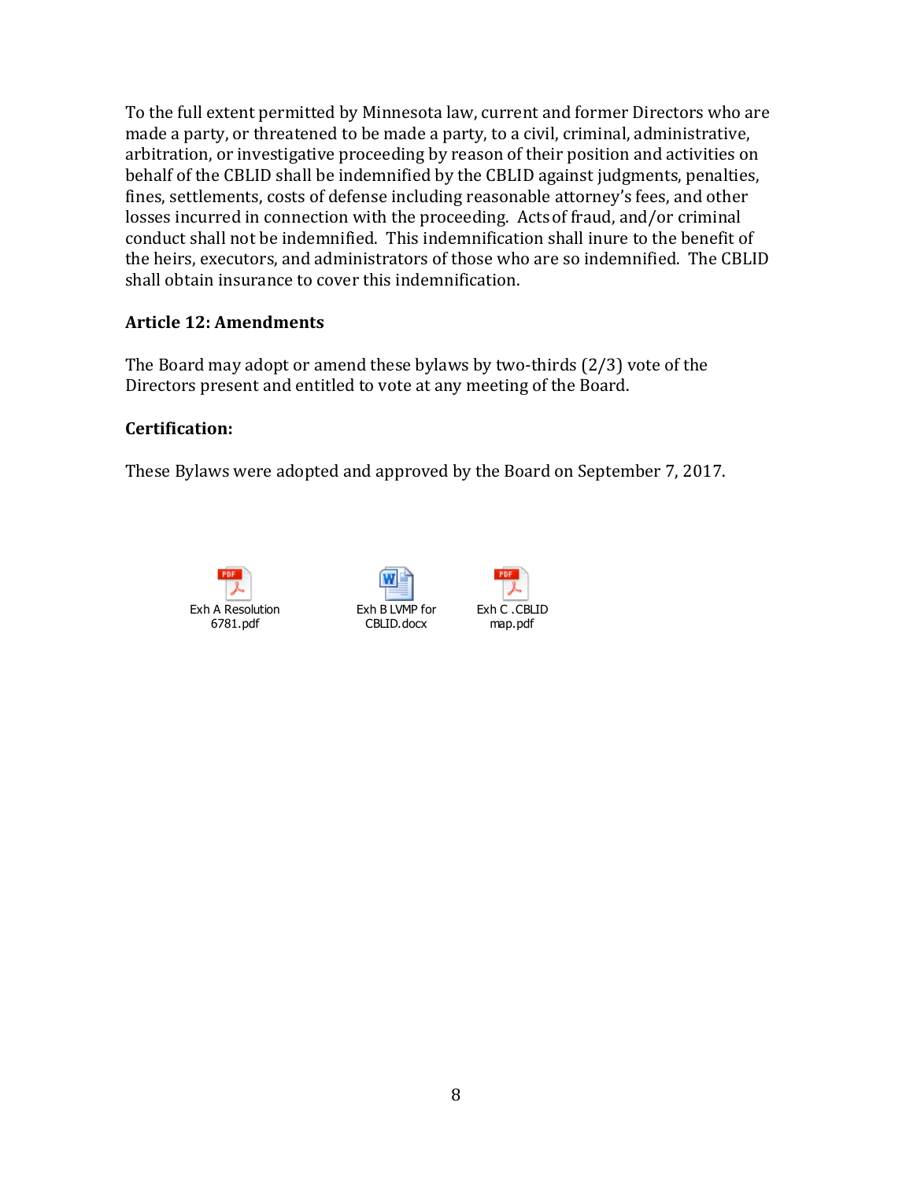To the full extent permitted by Minnesota law, current and former Directors who are made a party, or threatened to be made a party, to a civil, criminal, administrative, arbitration, or investigative proceeding by reason of their position and activities on behalf of the CBLID shall be indemnified by the CBLID against judgments, penalties, fines, settlements, costs of defense including reasonable attorney's fees, and other losses incurred in connection with the proceeding. Acts of fraud, and/or criminal conduct shall not be indemnified. This indemnification shall inure to the benefit of the heirs, executors, and administrators of those who are so indemnified. The CBLID shall obtain insurance to cover this indemnification.

**Article 12: Amendments**

The Board may adopt or amend these bylaws by two-thirds (2/3) vote of the Directors present and entitled to vote at any meeting of the Board.

**Certification:**

These Bylaws were adopted and approved by the Board on September 7, 2017.

Exh A Resolution 6781.pdf

Exh B LVMP for CBLID.docx

Exh C .CBLID map.pdf